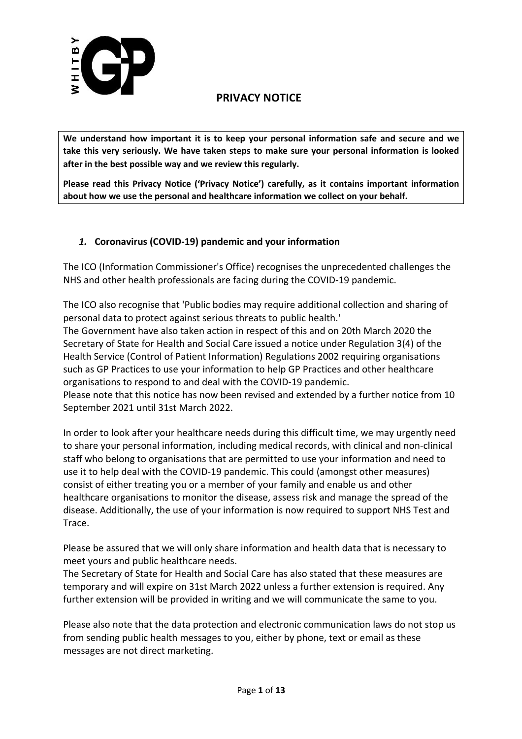# PRIVACY NOTICE

**We understand how important it is to keep your personal information safe and secure and we take this very seriously. We have taken steps to make sure your personal information is looked after in the best possible way and we review this regularly.**

**Please read this Privacy Notice ('Privacy Notice') carefully, as it contains important information about how we use the personal and healthcare information we collect on your behalf.**

## *1.* Coronavirus (COVID-19) pandemic and your information

The ICO (Information Commissioner's Office) recognises the unprecedented challenges the NHS and other health professionals are facing during the COVID-19 pandemic.

The ICO also recognise that 'Public bodies may require additional collection and sharing of personal data to protect against serious threats to public health.'

The Government have also taken action in respect of this and on 20th March 2020 the Secretary of State for Health and Social Care issued a notice under Regulation 3(4) of the Health Service (Control of Patient Information) Regulations 2002 requiring organisations such as GP Practices to use your information to help GP Practices and other healthcare organisations to respond to and deal with the COVID-19 pandemic.

Please note that this notice has now been revised and extended by a further notice from 10 September 2021 until 31st March 2022.

In order to look after your healthcare needs during this difficult time, we may urgently need to share your personal information, including medical records, with clinical and non-clinical staff who belong to organisations that are permitted to use your information and need to use it to help deal with the COVID-19 pandemic. This could (amongst other measures) consist of either treating you or a member of your family and enable us and other healthcare organisations to monitor the disease, assess risk and manage the spread of the disease. Additionally, the use of your information is now required to support NHS Test and Trace.

Please be assured that we will only share information and health data that is necessary to meet yours and public healthcare needs.

The Secretary of State for Health and Social Care has also stated that these measures are temporary and will expire on 31st March 2022 unless a further extension is required. Any further extension will be provided in writing and we will communicate the same to you.

Please also note that the data protection and electronic communication laws do not stop us from sending public health messages to you, either by phone, text or email as these messages are not direct marketing.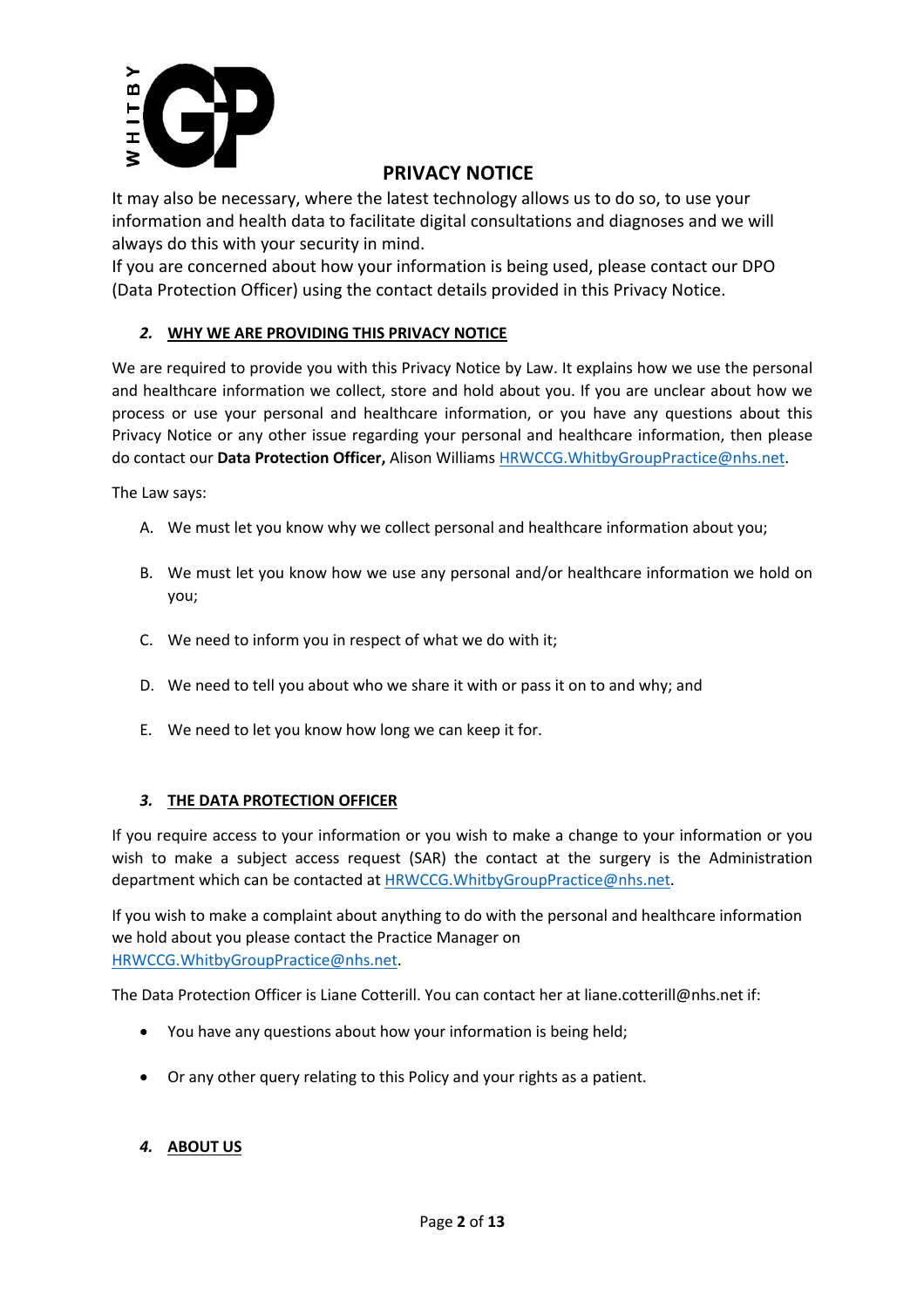# PRIVACY NOTICE

It may also be necessary, where the latest technology allows us to do so, to use your information and health data to facilitate digital consultations and diagnoses and we will always do this with your security in mind.

If you are concerned about how your information is being used, please contact our DPO (Data Protection Officer) using the contact details provided in this Privacy Notice.

## *2.* WHY WE ARE PROVIDING THIS PRIVACY NOTICE

We are required to provide you with this Privacy Notice by Law. It explains how we use the personal and healthcare information we collect, store and hold about you. If you are unclear about how we process or use your personal and healthcare information, or you have any questions about this Privacy Notice or any other issue regarding your personal and healthcare information, then please do contact our **Data Protection Officer,** Alison Williams HRWCCG.WhitbyGroupPractice@nhs.net.

The Law says:

A. We must let you know why we collect personal and healthcare information about you;

B. We must let you know how we use any personal and/or healthcare information we hold on you;

C. We need to inform you in respect of what we do with it;

D. We need to tell you about who we share it with or pass it on to and why; and

E. We need to let you know how long we can keep it for.

## *3.* THE DATA PROTECTION OFFICER

If you require access to your information or you wish to make a change to your information or you wish to make a subject access request (SAR) the contact at the surgery is the Administration department which can be contacted at HRWCCG.WhitbyGroupPractice@nhs.net.

If you wish to make a complaint about anything to do with the personal and healthcare information we hold about you please contact the Practice Manager on HRWCCG.WhitbyGroupPractice@nhs.net.

The Data Protection Officer is Liane Cotterill. You can contact her at liane.cotterill@nhs.net if:

- You have any questions about how your information is being held;
- Or any other query relating to this Policy and your rights as a patient.

## *4.* ABOUT US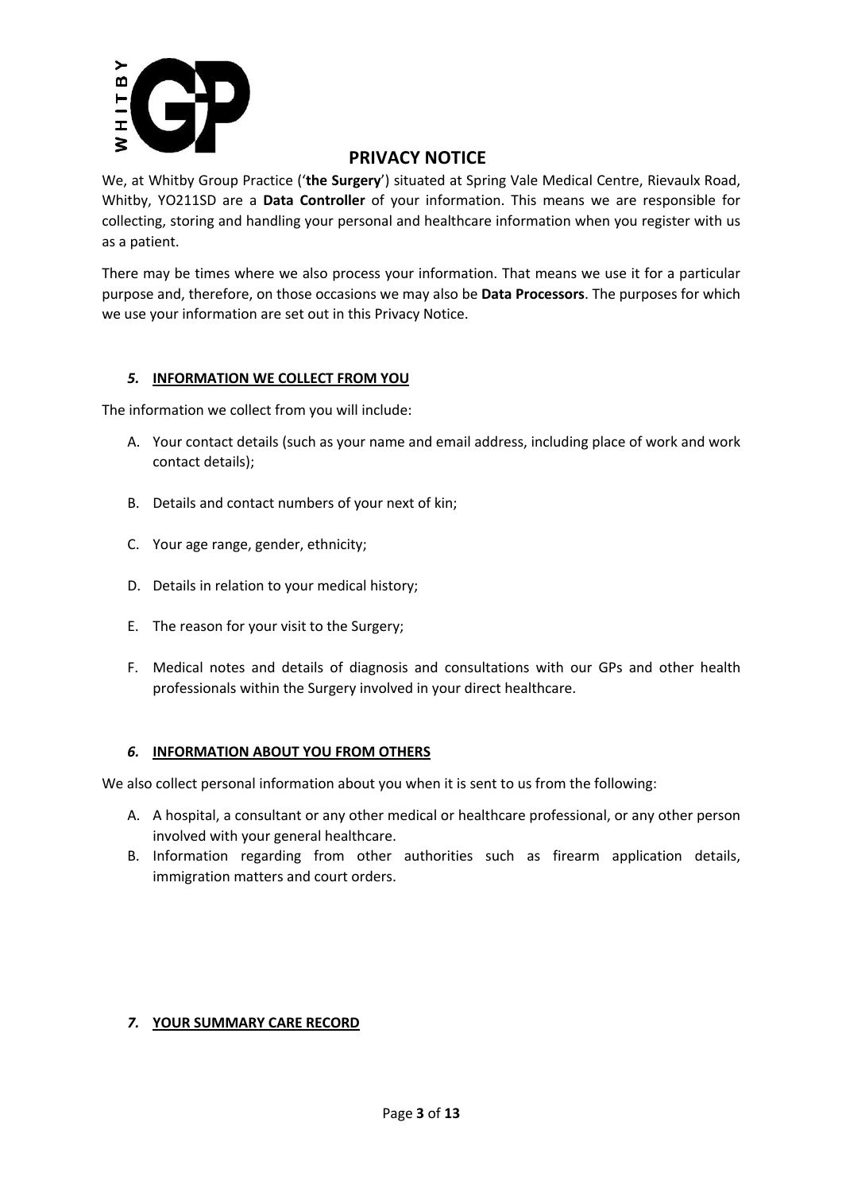# PRIVACY NOTICE

We, at Whitby Group Practice ('**the Surgery**') situated at Spring Vale Medical Centre, Rievaulx Road, Whitby, YO211SD are a **Data Controller** of your information. This means we are responsible for collecting, storing and handling your personal and healthcare information when you register with us as a patient.

There may be times where we also process your information. That means we use it for a particular purpose and, therefore, on those occasions we may also be **Data Processors**. The purposes for which we use your information are set out in this Privacy Notice.

## *5.* INFORMATION WE COLLECT FROM YOU

The information we collect from you will include:

A. Your contact details (such as your name and email address, including place of work and work contact details);

B. Details and contact numbers of your next of kin;

C. Your age range, gender, ethnicity;

D. Details in relation to your medical history;

E. The reason for your visit to the Surgery;

F. Medical notes and details of diagnosis and consultations with our GPs and other health professionals within the Surgery involved in your direct healthcare.

## *6.* INFORMATION ABOUT YOU FROM OTHERS

We also collect personal information about you when it is sent to us from the following:

A. A hospital, a consultant or any other medical or healthcare professional, or any other person involved with your general healthcare.
B. Information regarding from other authorities such as firearm application details, immigration matters and court orders.

## *7.* YOUR SUMMARY CARE RECORD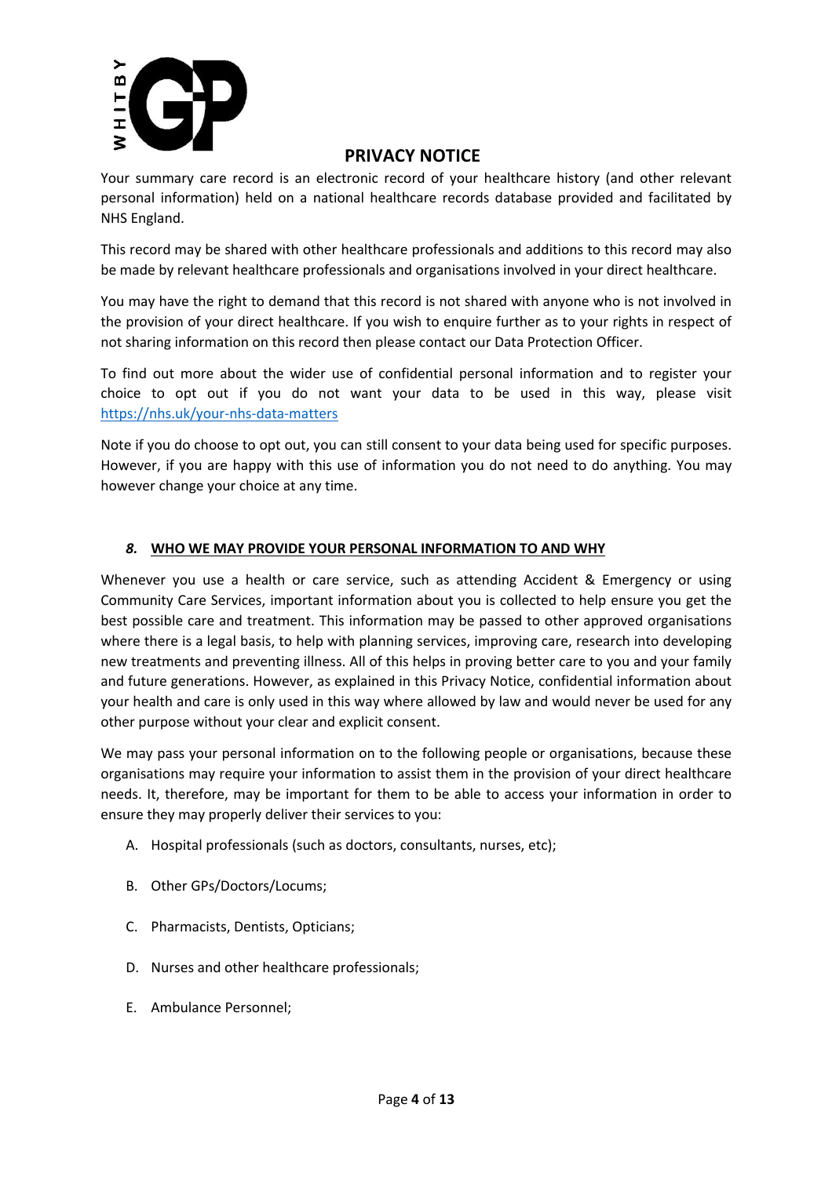# PRIVACY NOTICE

Your summary care record is an electronic record of your healthcare history (and other relevant personal information) held on a national healthcare records database provided and facilitated by NHS England.

This record may be shared with other healthcare professionals and additions to this record may also be made by relevant healthcare professionals and organisations involved in your direct healthcare.

You may have the right to demand that this record is not shared with anyone who is not involved in the provision of your direct healthcare. If you wish to enquire further as to your rights in respect of not sharing information on this record then please contact our Data Protection Officer.

To find out more about the wider use of confidential personal information and to register your choice to opt out if you do not want your data to be used in this way, please visit [https://nhs.uk/your-nhs-data-matters](https://nhs.uk/your-nhs-data-matters)

Note if you do choose to opt out, you can still consent to your data being used for specific purposes. However, if you are happy with this use of information you do not need to do anything. You may however change your choice at any time.

## *8.* WHO WE MAY PROVIDE YOUR PERSONAL INFORMATION TO AND WHY

Whenever you use a health or care service, such as attending Accident & Emergency or using Community Care Services, important information about you is collected to help ensure you get the best possible care and treatment. This information may be passed to other approved organisations where there is a legal basis, to help with planning services, improving care, research into developing new treatments and preventing illness. All of this helps in proving better care to you and your family and future generations. However, as explained in this Privacy Notice, confidential information about your health and care is only used in this way where allowed by law and would never be used for any other purpose without your clear and explicit consent.

We may pass your personal information on to the following people or organisations, because these organisations may require your information to assist them in the provision of your direct healthcare needs. It, therefore, may be important for them to be able to access your information in order to ensure they may properly deliver their services to you:

A. Hospital professionals (such as doctors, consultants, nurses, etc);

B. Other GPs/Doctors/Locums;

C. Pharmacists, Dentists, Opticians;

D. Nurses and other healthcare professionals;

E. Ambulance Personnel;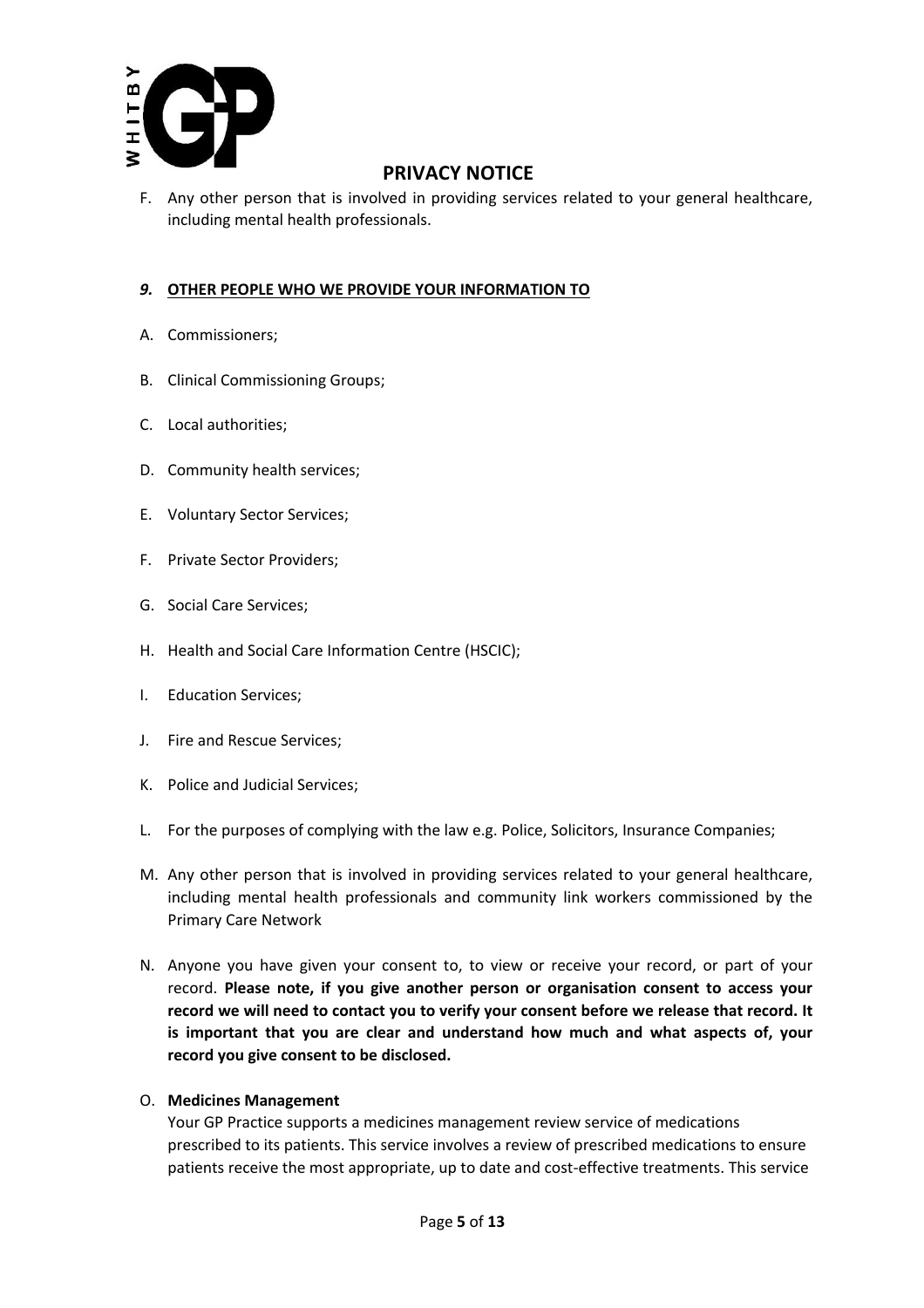F. Any other person that is involved in providing services related to your general healthcare, including mental health professionals.

## *9.* OTHER PEOPLE WHO WE PROVIDE YOUR INFORMATION TO

A. Commissioners;

B. Clinical Commissioning Groups;

C. Local authorities;

D. Community health services;

E. Voluntary Sector Services;

F. Private Sector Providers;

G. Social Care Services;

H. Health and Social Care Information Centre (HSCIC);

I. Education Services;

J. Fire and Rescue Services;

K. Police and Judicial Services;

L. For the purposes of complying with the law e.g. Police, Solicitors, Insurance Companies;

M. Any other person that is involved in providing services related to your general healthcare, including mental health professionals and community link workers commissioned by the Primary Care Network

N. Anyone you have given your consent to, to view or receive your record, or part of your record. **Please note, if you give another person or organisation consent to access your record we will need to contact you to verify your consent before we release that record. It is important that you are clear and understand how much and what aspects of, your record you give consent to be disclosed.**

O. **Medicines Management**
Your GP Practice supports a medicines management review service of medications prescribed to its patients. This service involves a review of prescribed medications to ensure patients receive the most appropriate, up to date and cost-effective treatments. This service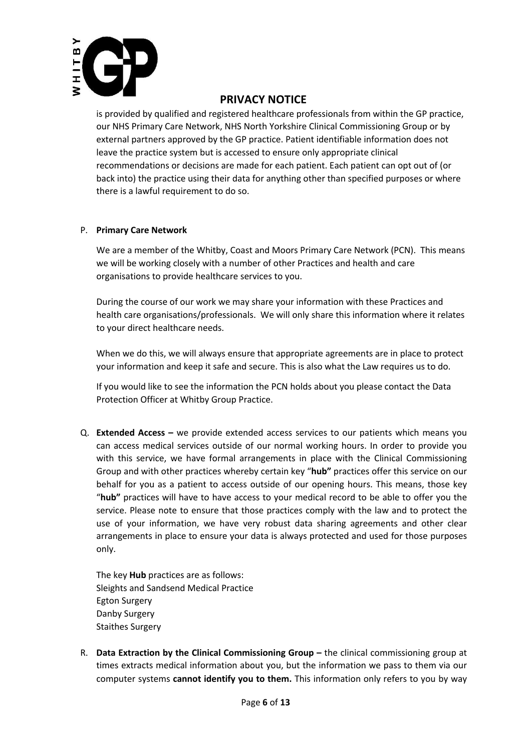is provided by qualified and registered healthcare professionals from within the GP practice, our NHS Primary Care Network, NHS North Yorkshire Clinical Commissioning Group or by external partners approved by the GP practice. Patient identifiable information does not leave the practice system but is accessed to ensure only appropriate clinical recommendations or decisions are made for each patient. Each patient can opt out of (or back into) the practice using their data for anything other than specified purposes or where there is a lawful requirement to do so.

P. **Primary Care Network**

We are a member of the Whitby, Coast and Moors Primary Care Network (PCN). This means we will be working closely with a number of other Practices and health and care organisations to provide healthcare services to you.

During the course of our work we may share your information with these Practices and health care organisations/professionals. We will only share this information where it relates to your direct healthcare needs.

When we do this, we will always ensure that appropriate agreements are in place to protect your information and keep it safe and secure. This is also what the Law requires us to do.

If you would like to see the information the PCN holds about you please contact the Data Protection Officer at Whitby Group Practice.

Q. **Extended Access –** we provide extended access services to our patients which means you can access medical services outside of our normal working hours. In order to provide you with this service, we have formal arrangements in place with the Clinical Commissioning Group and with other practices whereby certain key "**hub"** practices offer this service on our behalf for you as a patient to access outside of our opening hours. This means, those key "**hub"** practices will have to have access to your medical record to be able to offer you the service. Please note to ensure that those practices comply with the law and to protect the use of your information, we have very robust data sharing agreements and other clear arrangements in place to ensure your data is always protected and used for those purposes only.

The key **Hub** practices are as follows:
Sleights and Sandsend Medical Practice
Egton Surgery
Danby Surgery
Staithes Surgery

R. **Data Extraction by the Clinical Commissioning Group –** the clinical commissioning group at times extracts medical information about you, but the information we pass to them via our computer systems **cannot identify you to them.** This information only refers to you by way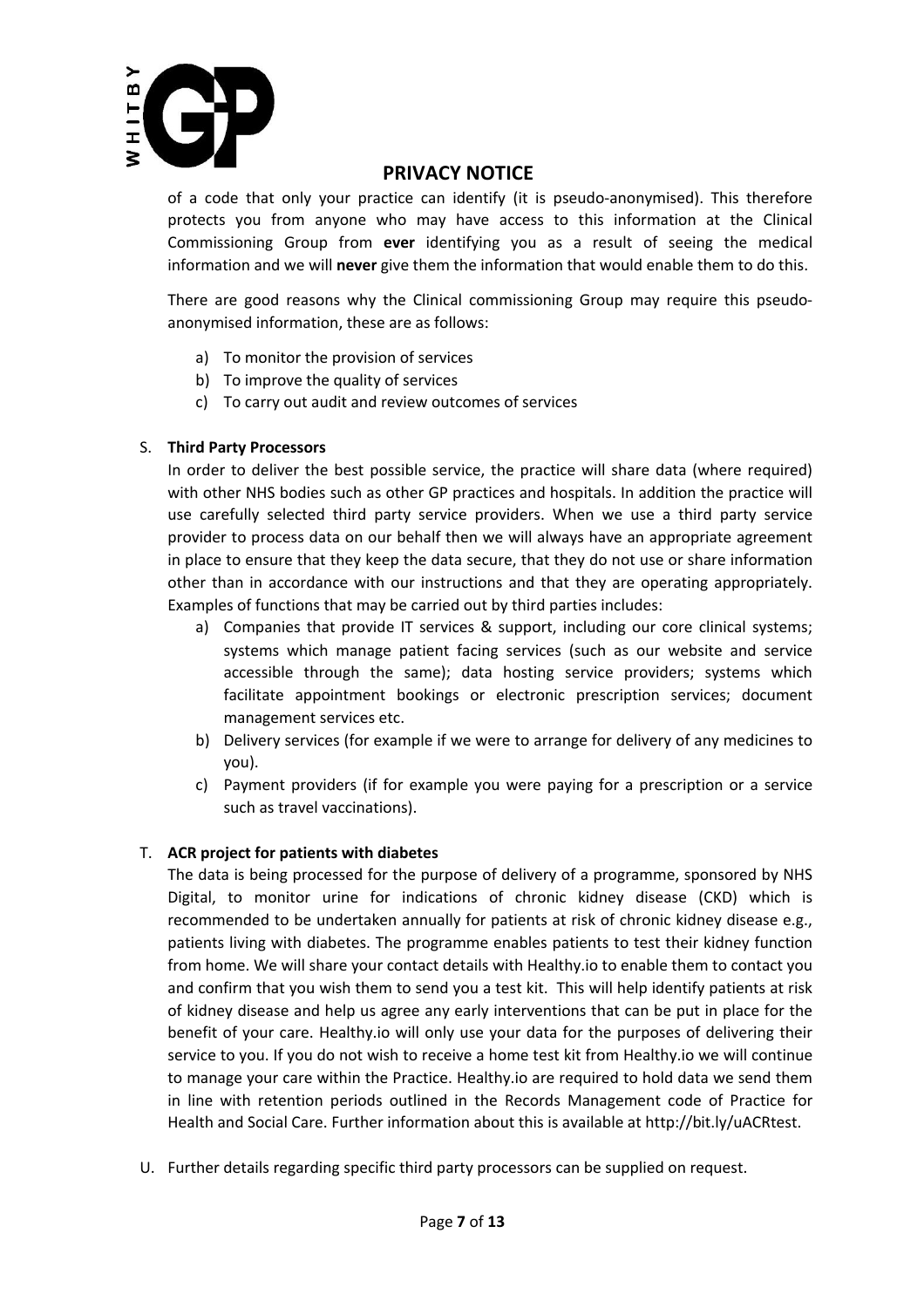of a code that only your practice can identify (it is pseudo-anonymised). This therefore protects you from anyone who may have access to this information at the Clinical Commissioning Group from **ever** identifying you as a result of seeing the medical information and we will **never** give them the information that would enable them to do this.

There are good reasons why the Clinical commissioning Group may require this pseudo-anonymised information, these are as follows:

a) To monitor the provision of services
b) To improve the quality of services
c) To carry out audit and review outcomes of services

S. **Third Party Processors**

In order to deliver the best possible service, the practice will share data (where required) with other NHS bodies such as other GP practices and hospitals. In addition the practice will use carefully selected third party service providers. When we use a third party service provider to process data on our behalf then we will always have an appropriate agreement in place to ensure that they keep the data secure, that they do not use or share information other than in accordance with our instructions and that they are operating appropriately. Examples of functions that may be carried out by third parties includes:

a) Companies that provide IT services & support, including our core clinical systems; systems which manage patient facing services (such as our website and service accessible through the same); data hosting service providers; systems which facilitate appointment bookings or electronic prescription services; document management services etc.
b) Delivery services (for example if we were to arrange for delivery of any medicines to you).
c) Payment providers (if for example you were paying for a prescription or a service such as travel vaccinations).

T. **ACR project for patients with diabetes**

The data is being processed for the purpose of delivery of a programme, sponsored by NHS Digital, to monitor urine for indications of chronic kidney disease (CKD) which is recommended to be undertaken annually for patients at risk of chronic kidney disease e.g., patients living with diabetes. The programme enables patients to test their kidney function from home. We will share your contact details with Healthy.io to enable them to contact you and confirm that you wish them to send you a test kit. This will help identify patients at risk of kidney disease and help us agree any early interventions that can be put in place for the benefit of your care. Healthy.io will only use your data for the purposes of delivering their service to you. If you do not wish to receive a home test kit from Healthy.io we will continue to manage your care within the Practice. Healthy.io are required to hold data we send them in line with retention periods outlined in the Records Management code of Practice for Health and Social Care. Further information about this is available at http://bit.ly/uACRtest.

U. Further details regarding specific third party processors can be supplied on request.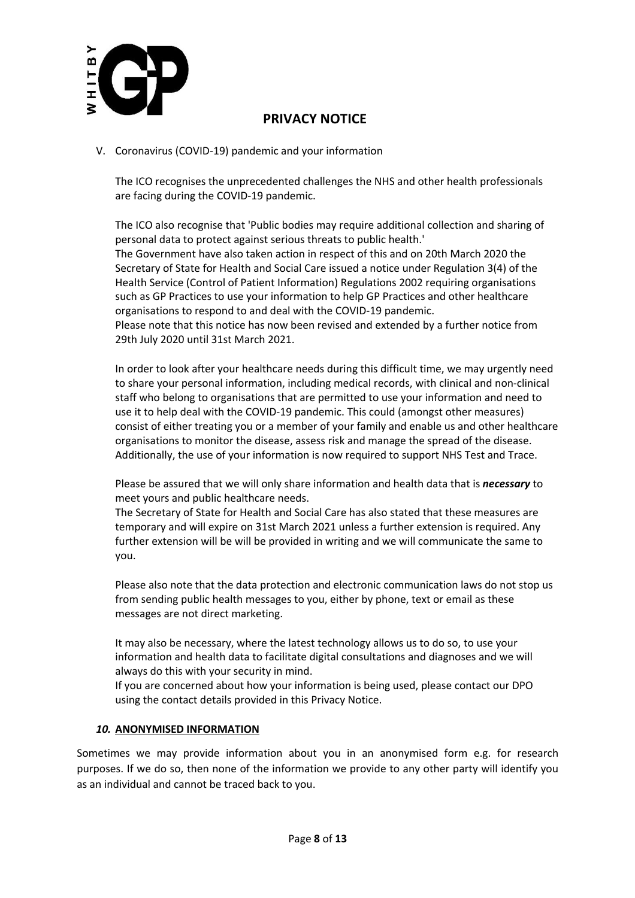V. Coronavirus (COVID-19) pandemic and your information

The ICO recognises the unprecedented challenges the NHS and other health professionals are facing during the COVID-19 pandemic.

The ICO also recognise that 'Public bodies may require additional collection and sharing of personal data to protect against serious threats to public health.'
The Government have also taken action in respect of this and on 20th March 2020 the Secretary of State for Health and Social Care issued a notice under Regulation 3(4) of the Health Service (Control of Patient Information) Regulations 2002 requiring organisations such as GP Practices to use your information to help GP Practices and other healthcare organisations to respond to and deal with the COVID-19 pandemic.
Please note that this notice has now been revised and extended by a further notice from 29th July 2020 until 31st March 2021.

In order to look after your healthcare needs during this difficult time, we may urgently need to share your personal information, including medical records, with clinical and non-clinical staff who belong to organisations that are permitted to use your information and need to use it to help deal with the COVID-19 pandemic. This could (amongst other measures) consist of either treating you or a member of your family and enable us and other healthcare organisations to monitor the disease, assess risk and manage the spread of the disease. Additionally, the use of your information is now required to support NHS Test and Trace.

Please be assured that we will only share information and health data that is ***necessary*** to meet yours and public healthcare needs.
The Secretary of State for Health and Social Care has also stated that these measures are temporary and will expire on 31st March 2021 unless a further extension is required. Any further extension will be will be provided in writing and we will communicate the same to you.

Please also note that the data protection and electronic communication laws do not stop us from sending public health messages to you, either by phone, text or email as these messages are not direct marketing.

It may also be necessary, where the latest technology allows us to do so, to use your information and health data to facilitate digital consultations and diagnoses and we will always do this with your security in mind.
If you are concerned about how your information is being used, please contact our DPO using the contact details provided in this Privacy Notice.

## *10.* **ANONYMISED INFORMATION**

Sometimes we may provide information about you in an anonymised form e.g. for research purposes. If we do so, then none of the information we provide to any other party will identify you as an individual and cannot be traced back to you.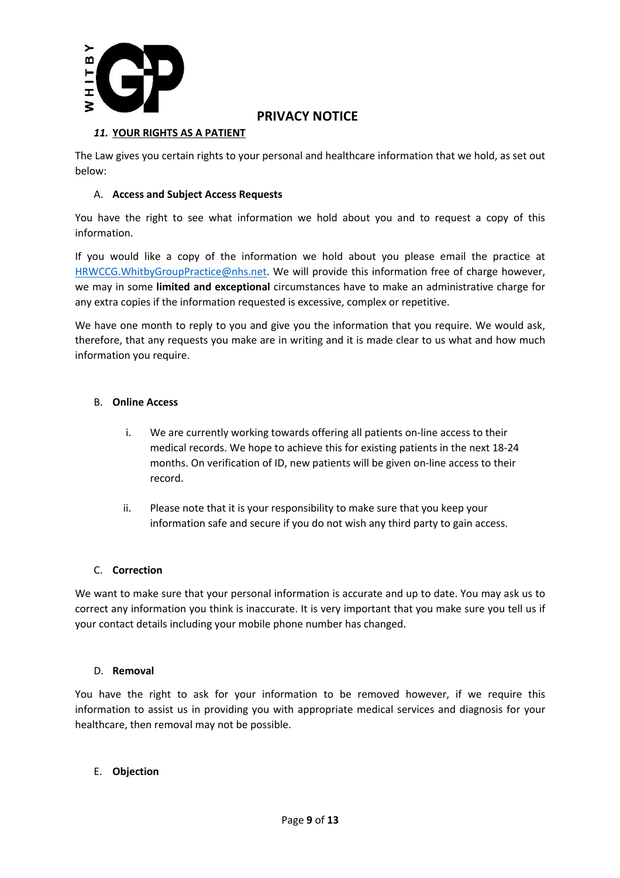# PRIVACY NOTICE

## *11.* YOUR RIGHTS AS A PATIENT

The Law gives you certain rights to your personal and healthcare information that we hold, as set out below:

### A. Access and Subject Access Requests

You have the right to see what information we hold about you and to request a copy of this information.

If you would like a copy of the information we hold about you please email the practice at HRWCCG.WhitbyGroupPractice@nhs.net. We will provide this information free of charge however, we may in some **limited and exceptional** circumstances have to make an administrative charge for any extra copies if the information requested is excessive, complex or repetitive.

We have one month to reply to you and give you the information that you require. We would ask, therefore, that any requests you make are in writing and it is made clear to us what and how much information you require.

### B. Online Access

i. We are currently working towards offering all patients on-line access to their medical records. We hope to achieve this for existing patients in the next 18-24 months. On verification of ID, new patients will be given on-line access to their record.

ii. Please note that it is your responsibility to make sure that you keep your information safe and secure if you do not wish any third party to gain access.

### C. Correction

We want to make sure that your personal information is accurate and up to date. You may ask us to correct any information you think is inaccurate. It is very important that you make sure you tell us if your contact details including your mobile phone number has changed.

### D. Removal

You have the right to ask for your information to be removed however, if we require this information to assist us in providing you with appropriate medical services and diagnosis for your healthcare, then removal may not be possible.

### E. Objection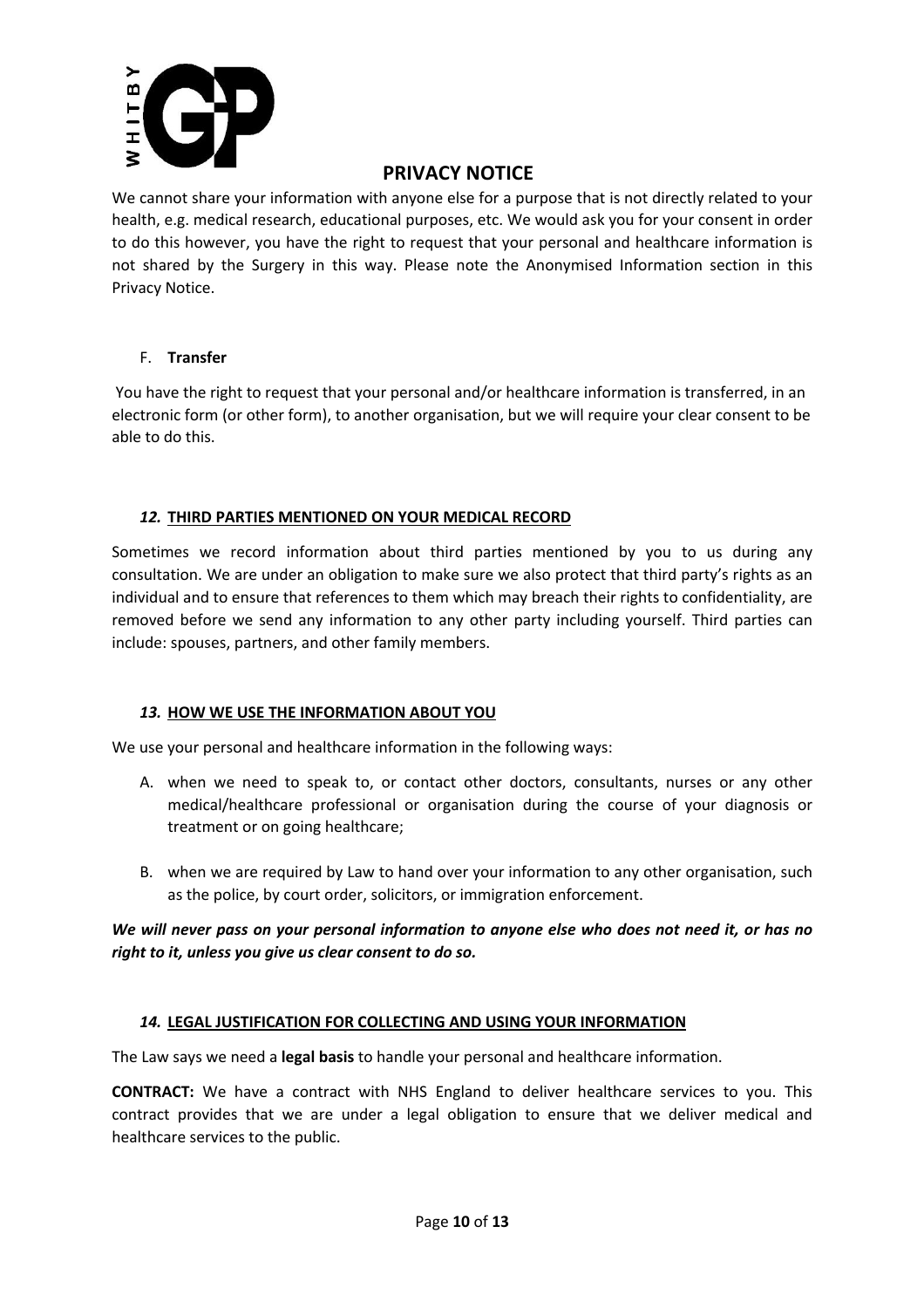# PRIVACY NOTICE

We cannot share your information with anyone else for a purpose that is not directly related to your health, e.g. medical research, educational purposes, etc. We would ask you for your consent in order to do this however, you have the right to request that your personal and healthcare information is not shared by the Surgery in this way. Please note the Anonymised Information section in this Privacy Notice.

F. **Transfer**

You have the right to request that your personal and/or healthcare information is transferred, in an electronic form (or other form), to another organisation, but we will require your clear consent to be able to do this.

## *12.* THIRD PARTIES MENTIONED ON YOUR MEDICAL RECORD

Sometimes we record information about third parties mentioned by you to us during any consultation. We are under an obligation to make sure we also protect that third party's rights as an individual and to ensure that references to them which may breach their rights to confidentiality, are removed before we send any information to any other party including yourself. Third parties can include: spouses, partners, and other family members.

## *13.* HOW WE USE THE INFORMATION ABOUT YOU

We use your personal and healthcare information in the following ways:

A. when we need to speak to, or contact other doctors, consultants, nurses or any other medical/healthcare professional or organisation during the course of your diagnosis or treatment or on going healthcare;

B. when we are required by Law to hand over your information to any other organisation, such as the police, by court order, solicitors, or immigration enforcement.

***We will never pass on your personal information to anyone else who does not need it, or has no right to it, unless you give us clear consent to do so.***

## *14.* LEGAL JUSTIFICATION FOR COLLECTING AND USING YOUR INFORMATION

The Law says we need a **legal basis** to handle your personal and healthcare information.

**CONTRACT:** We have a contract with NHS England to deliver healthcare services to you. This contract provides that we are under a legal obligation to ensure that we deliver medical and healthcare services to the public.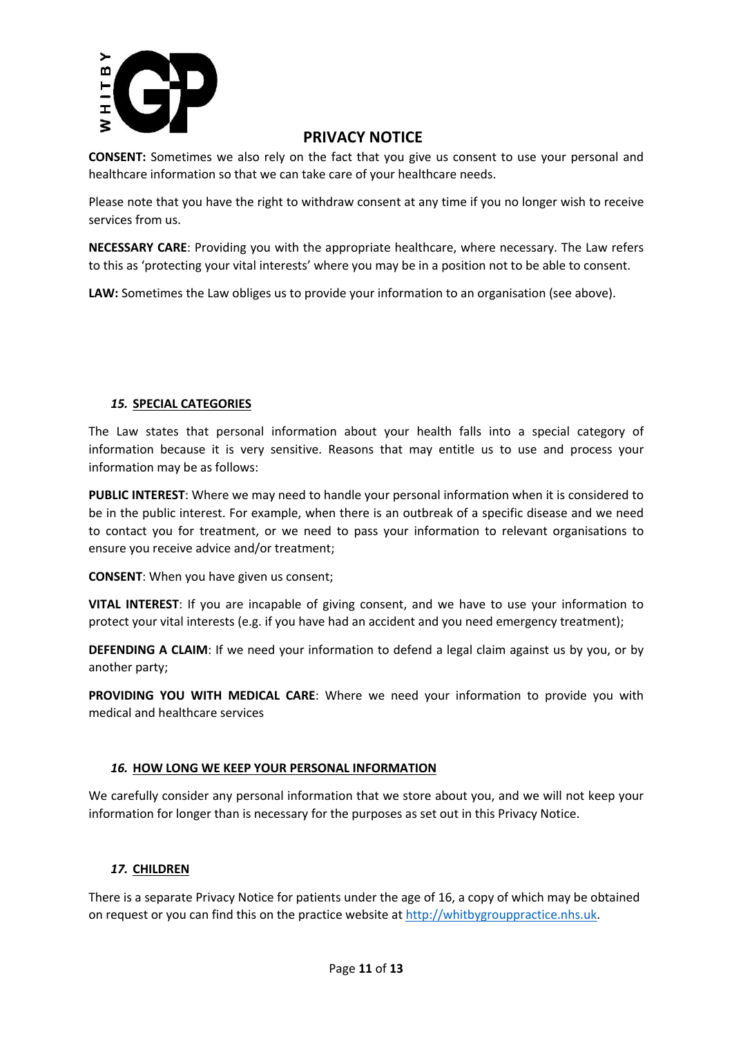**CONSENT:** Sometimes we also rely on the fact that you give us consent to use your personal and healthcare information so that we can take care of your healthcare needs.

Please note that you have the right to withdraw consent at any time if you no longer wish to receive services from us.

**NECESSARY CARE**: Providing you with the appropriate healthcare, where necessary. The Law refers to this as 'protecting your vital interests' where you may be in a position not to be able to consent.

**LAW:** Sometimes the Law obliges us to provide your information to an organisation (see above).

## *15.* SPECIAL CATEGORIES

The Law states that personal information about your health falls into a special category of information because it is very sensitive. Reasons that may entitle us to use and process your information may be as follows:

**PUBLIC INTEREST**: Where we may need to handle your personal information when it is considered to be in the public interest. For example, when there is an outbreak of a specific disease and we need to contact you for treatment, or we need to pass your information to relevant organisations to ensure you receive advice and/or treatment;

**CONSENT**: When you have given us consent;

**VITAL INTEREST**: If you are incapable of giving consent, and we have to use your information to protect your vital interests (e.g. if you have had an accident and you need emergency treatment);

**DEFENDING A CLAIM**: If we need your information to defend a legal claim against us by you, or by another party;

**PROVIDING YOU WITH MEDICAL CARE**: Where we need your information to provide you with medical and healthcare services

## *16.* HOW LONG WE KEEP YOUR PERSONAL INFORMATION

We carefully consider any personal information that we store about you, and we will not keep your information for longer than is necessary for the purposes as set out in this Privacy Notice.

## *17.* CHILDREN

There is a separate Privacy Notice for patients under the age of 16, a copy of which may be obtained on request or you can find this on the practice website at [http://whitbygrouppractice.nhs.uk](http://whitbygrouppractice.nhs.uk).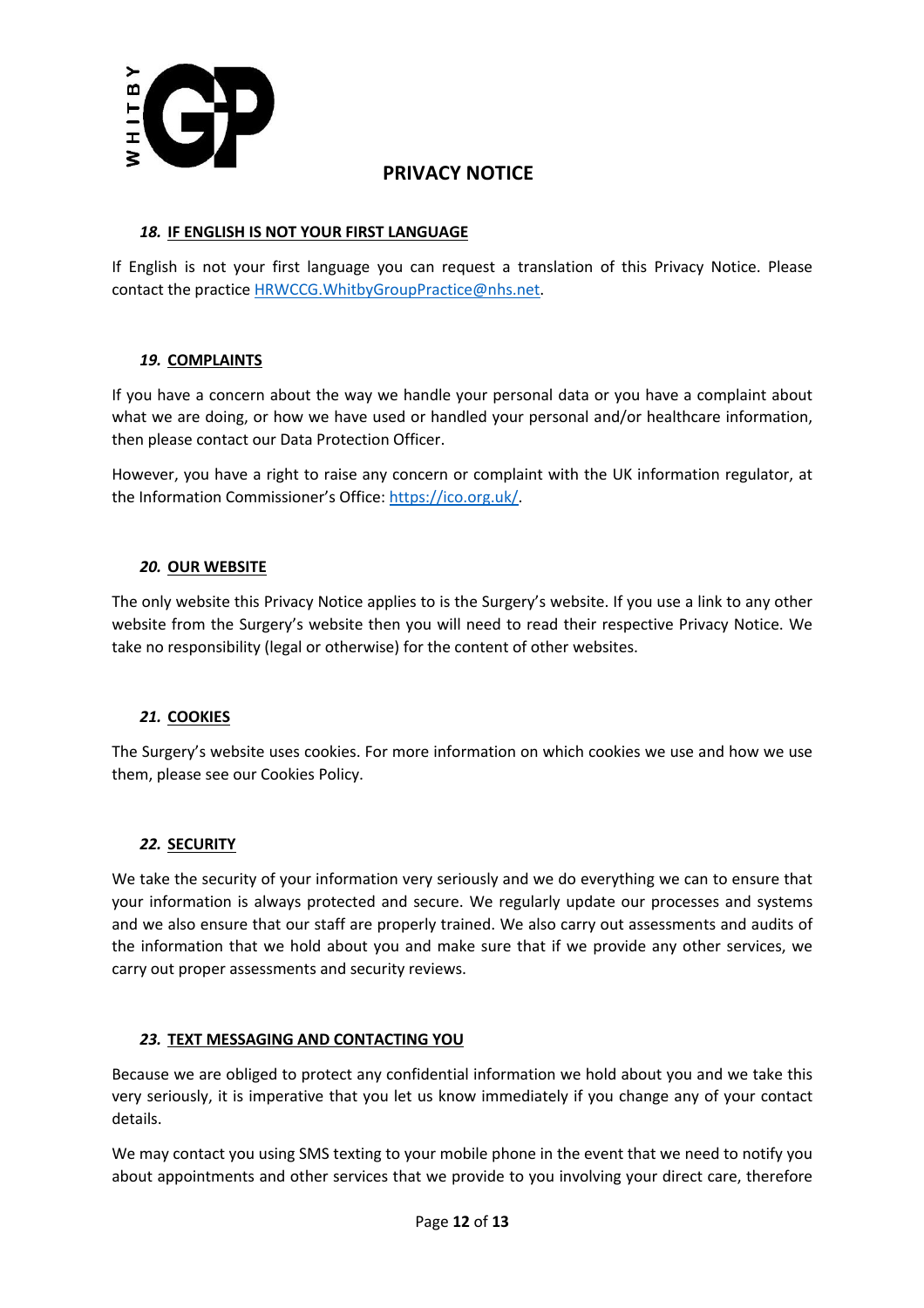## *18.* IF ENGLISH IS NOT YOUR FIRST LANGUAGE

If English is not your first language you can request a translation of this Privacy Notice. Please contact the practice HRWCCG.WhitbyGroupPractice@nhs.net.

## *19.* COMPLAINTS

If you have a concern about the way we handle your personal data or you have a complaint about what we are doing, or how we have used or handled your personal and/or healthcare information, then please contact our Data Protection Officer.

However, you have a right to raise any concern or complaint with the UK information regulator, at the Information Commissioner's Office: https://ico.org.uk/.

## *20.* OUR WEBSITE

The only website this Privacy Notice applies to is the Surgery's website. If you use a link to any other website from the Surgery's website then you will need to read their respective Privacy Notice. We take no responsibility (legal or otherwise) for the content of other websites.

## *21.* COOKIES

The Surgery's website uses cookies. For more information on which cookies we use and how we use them, please see our Cookies Policy.

## *22.* SECURITY

We take the security of your information very seriously and we do everything we can to ensure that your information is always protected and secure. We regularly update our processes and systems and we also ensure that our staff are properly trained. We also carry out assessments and audits of the information that we hold about you and make sure that if we provide any other services, we carry out proper assessments and security reviews.

## *23.* TEXT MESSAGING AND CONTACTING YOU

Because we are obliged to protect any confidential information we hold about you and we take this very seriously, it is imperative that you let us know immediately if you change any of your contact details.

We may contact you using SMS texting to your mobile phone in the event that we need to notify you about appointments and other services that we provide to you involving your direct care, therefore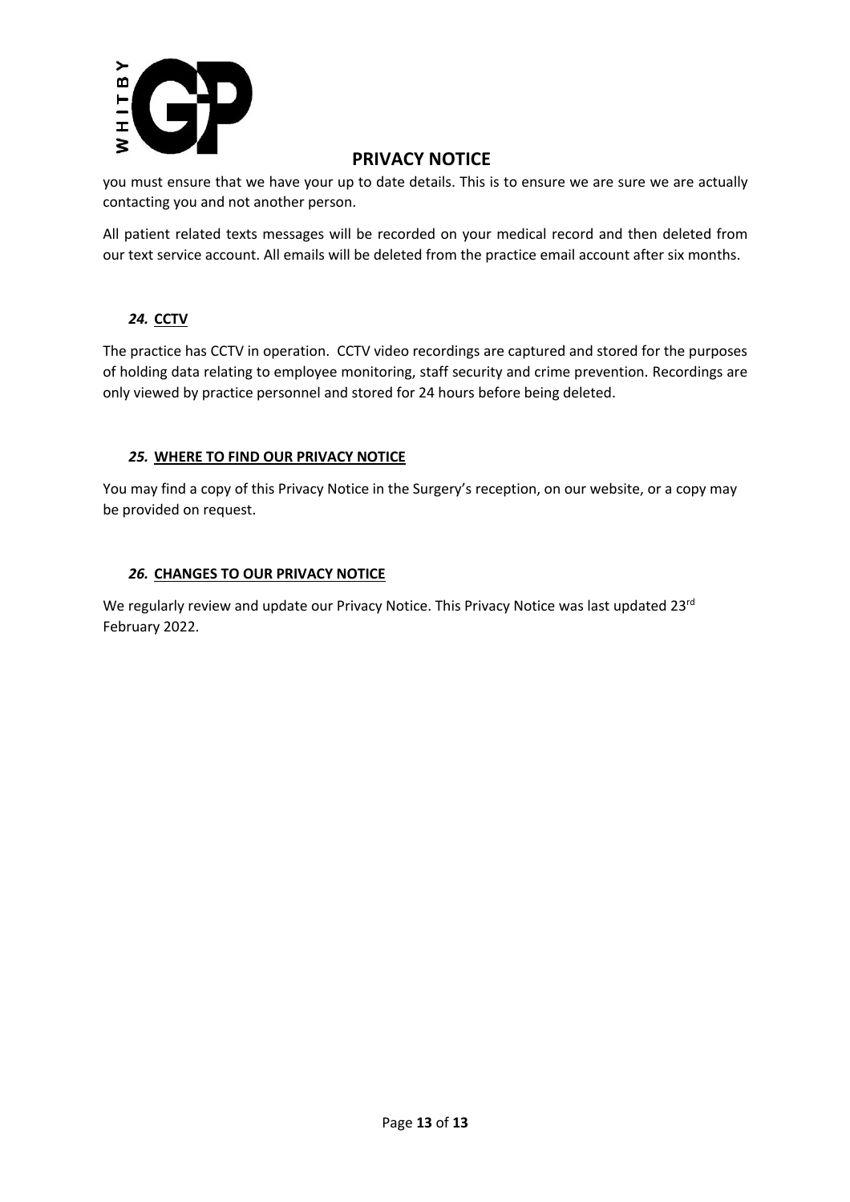you must ensure that we have your up to date details. This is to ensure we are sure we are actually contacting you and not another person.

All patient related texts messages will be recorded on your medical record and then deleted from our text service account. All emails will be deleted from the practice email account after six months.

### *24.* <u>**CCTV**</u>

The practice has CCTV in operation. CCTV video recordings are captured and stored for the purposes of holding data relating to employee monitoring, staff security and crime prevention. Recordings are only viewed by practice personnel and stored for 24 hours before being deleted.

### *25.* <u>**WHERE TO FIND OUR PRIVACY NOTICE**</u>

You may find a copy of this Privacy Notice in the Surgery's reception, on our website, or a copy may be provided on request.

### *26.* <u>**CHANGES TO OUR PRIVACY NOTICE**</u>

We regularly review and update our Privacy Notice. This Privacy Notice was last updated 23rd February 2022.